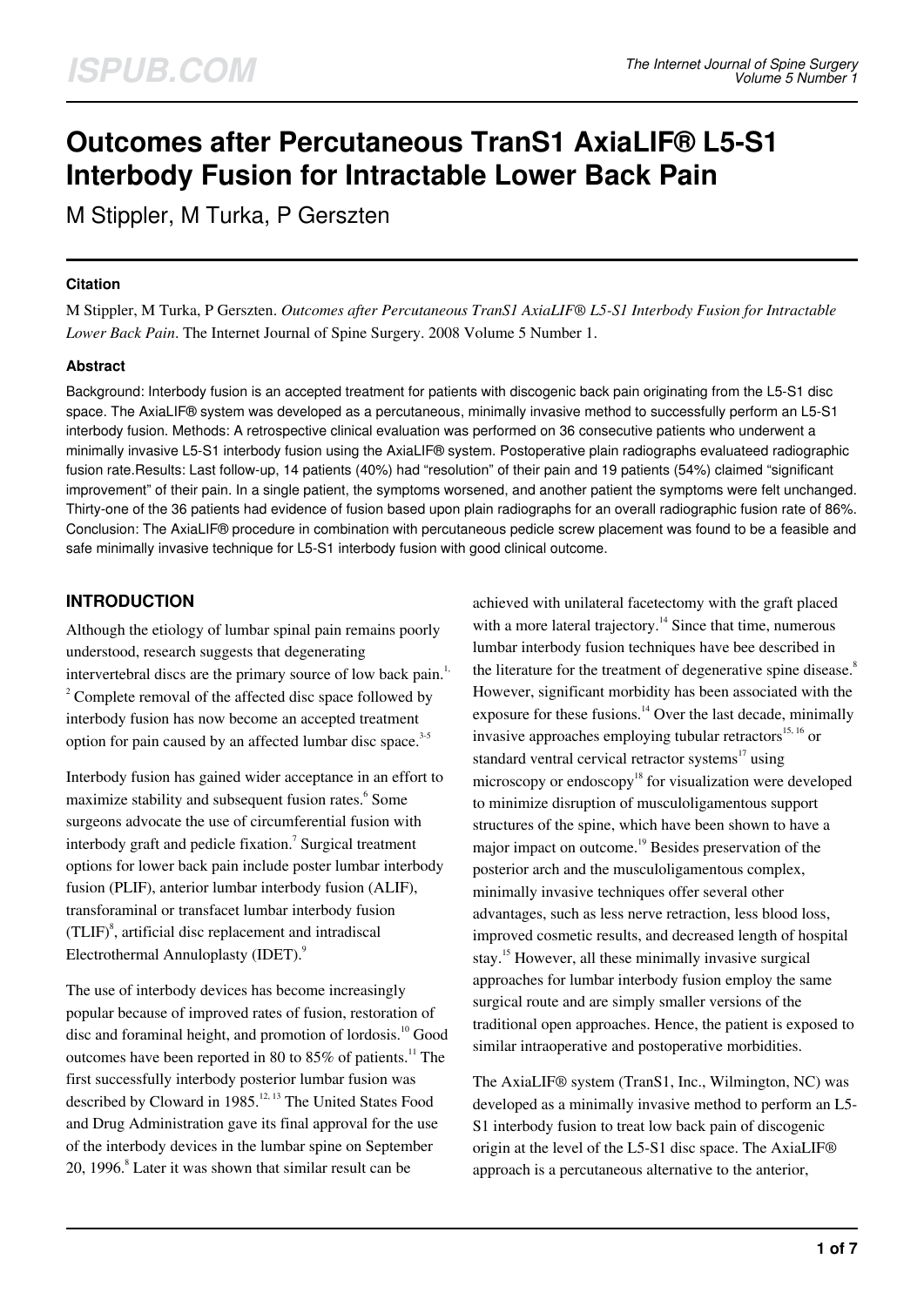# Outcomes after Percutaneous TranS1 AxiaLIF® L5-S1 Interbody Fusion for Intractable Lower Back Pain

M Stippler, M Turka, P Gerszten

### Citation

M Stippler, M Turka, P Gerszten. *Outcomes after Percutaneous TranS1 AxiaLIF® L5-S1 Interbody Fusion for Intractable Lower Back Pain*. The Internet Journal of Spine Surgery. 2008 Volume 5 Number 1.

### Abstract

Background: Interbody fusion is an accepted treatment for patients with discogenic back pain originating from the L5-S1 disc space. The AxiaLIF® system was developed as a percutaneous, minimally invasive method to successfully perform an L5-S1 interbody fusion. Methods: A retrospective clinical evaluation was performed on 36 consecutive patients who underwent a minimally invasive L5-S1 interbody fusion using the AxiaLIF® system. Postoperative plain radiographs evaluateed radiographic fusion rate.Results: Last follow-up, 14 patients (40%) had "resolution" of their pain and 19 patients (54%) claimed "significant improvement" of their pain. In a single patient, the symptoms worsened, and another patient the symptoms were felt unchanged. Thirty-one of the 36 patients had evidence of fusion based upon plain radiographs for an overall radiographic fusion rate of 86%. Conclusion: The AxiaLIF® procedure in combination with percutaneous pedicle screw placement was found to be a feasible and safe minimally invasive technique for L5-S1 interbody fusion with good clinical outcome.

## INTRODUCTION

Although the etiology of lumbar spinal pain remains poorly understood, research suggests that degenerating intervertebral discs are the primary source of low back pain.[1,2] Complete removal of the affected disc space followed by interbody fusion has now become an accepted treatment option for pain caused by an affected lumbar disc space.[3-5]

Interbody fusion has gained wider acceptance in an effort to maximize stability and subsequent fusion rates.[6] Some surgeons advocate the use of circumferential fusion with interbody graft and pedicle fixation.[7] Surgical treatment options for lower back pain include poster lumbar interbody fusion (PLIF), anterior lumbar interbody fusion (ALIF), transforaminal or transfacet lumbar interbody fusion (TLIF)[8], artificial disc replacement and intradiscal Electrothermal Annuloplasty (IDET).[9]

The use of interbody devices has become increasingly popular because of improved rates of fusion, restoration of disc and foraminal height, and promotion of lordosis.[10] Good outcomes have been reported in 80 to 85% of patients.[11] The first successfully interbody posterior lumbar fusion was described by Cloward in 1985.[12,13] The United States Food and Drug Administration gave its final approval for the use of the interbody devices in the lumbar spine on September 20, 1996.[8] Later it was shown that similar result can be achieved with unilateral facetectomy with the graft placed with a more lateral trajectory.[14] Since that time, numerous lumbar interbody fusion techniques have bee described in the literature for the treatment of degenerative spine disease.[8] However, significant morbidity has been associated with the exposure for these fusions.[14] Over the last decade, minimally invasive approaches employing tubular retractors[15,16] or standard ventral cervical retractor systems[17] using microscopy or endoscopy[18] for visualization were developed to minimize disruption of musculoligamentous support structures of the spine, which have been shown to have a major impact on outcome.[19] Besides preservation of the posterior arch and the musculoligamentous complex, minimally invasive techniques offer several other advantages, such as less nerve retraction, less blood loss, improved cosmetic results, and decreased length of hospital stay.[15] However, all these minimally invasive surgical approaches for lumbar interbody fusion employ the same surgical route and are simply smaller versions of the traditional open approaches. Hence, the patient is exposed to similar intraoperative and postoperative morbidities.

The AxiaLIF® system (TranS1, Inc., Wilmington, NC) was developed as a minimally invasive method to perform an L5-S1 interbody fusion to treat low back pain of discogenic origin at the level of the L5-S1 disc space. The AxiaLIF® approach is a percutaneous alternative to the anterior,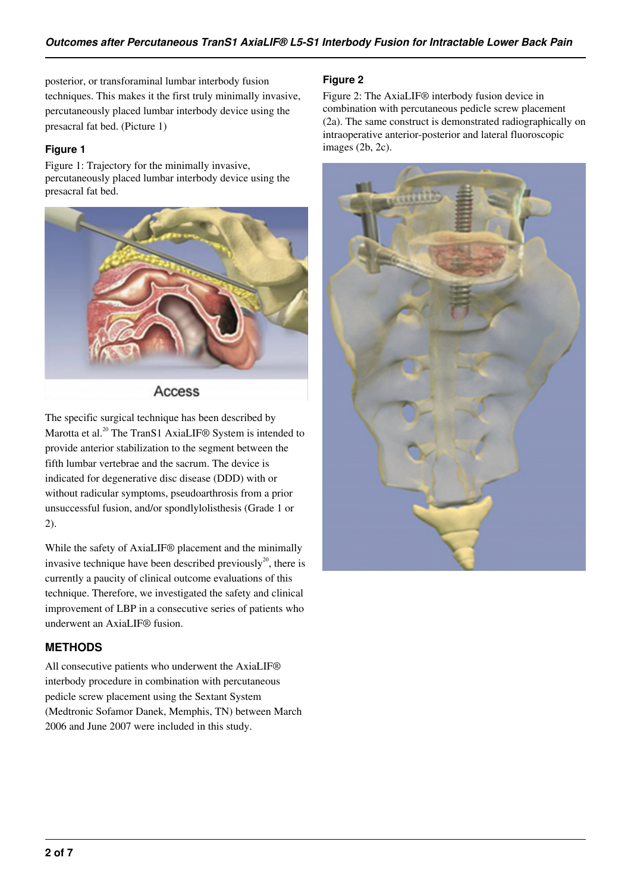posterior, or transforaminal lumbar interbody fusion techniques. This makes it the first truly minimally invasive, percutaneously placed lumbar interbody device using the presacral fat bed. (Picture 1)

### Figure 1

Figure 1: Trajectory for the minimally invasive, percutaneously placed lumbar interbody device using the presacral fat bed.

The specific surgical technique has been described by Marotta et al.[20] The TranS1 AxiaLIF® System is intended to provide anterior stabilization to the segment between the fifth lumbar vertebrae and the sacrum. The device is indicated for degenerative disc disease (DDD) with or without radicular symptoms, pseudoarthrosis from a prior unsuccessful fusion, and/or spondlylolisthesis (Grade 1 or 2).

While the safety of AxiaLIF® placement and the minimally invasive technique have been described previously[20], there is currently a paucity of clinical outcome evaluations of this technique. Therefore, we investigated the safety and clinical improvement of LBP in a consecutive series of patients who underwent an AxiaLIF® fusion.

## METHODS

All consecutive patients who underwent the AxiaLIF® interbody procedure in combination with percutaneous pedicle screw placement using the Sextant System (Medtronic Sofamor Danek, Memphis, TN) between March 2006 and June 2007 were included in this study.

### Figure 2

Figure 2: The AxiaLIF® interbody fusion device in combination with percutaneous pedicle screw placement (2a). The same construct is demonstrated radiographically on intraoperative anterior-posterior and lateral fluoroscopic images (2b, 2c).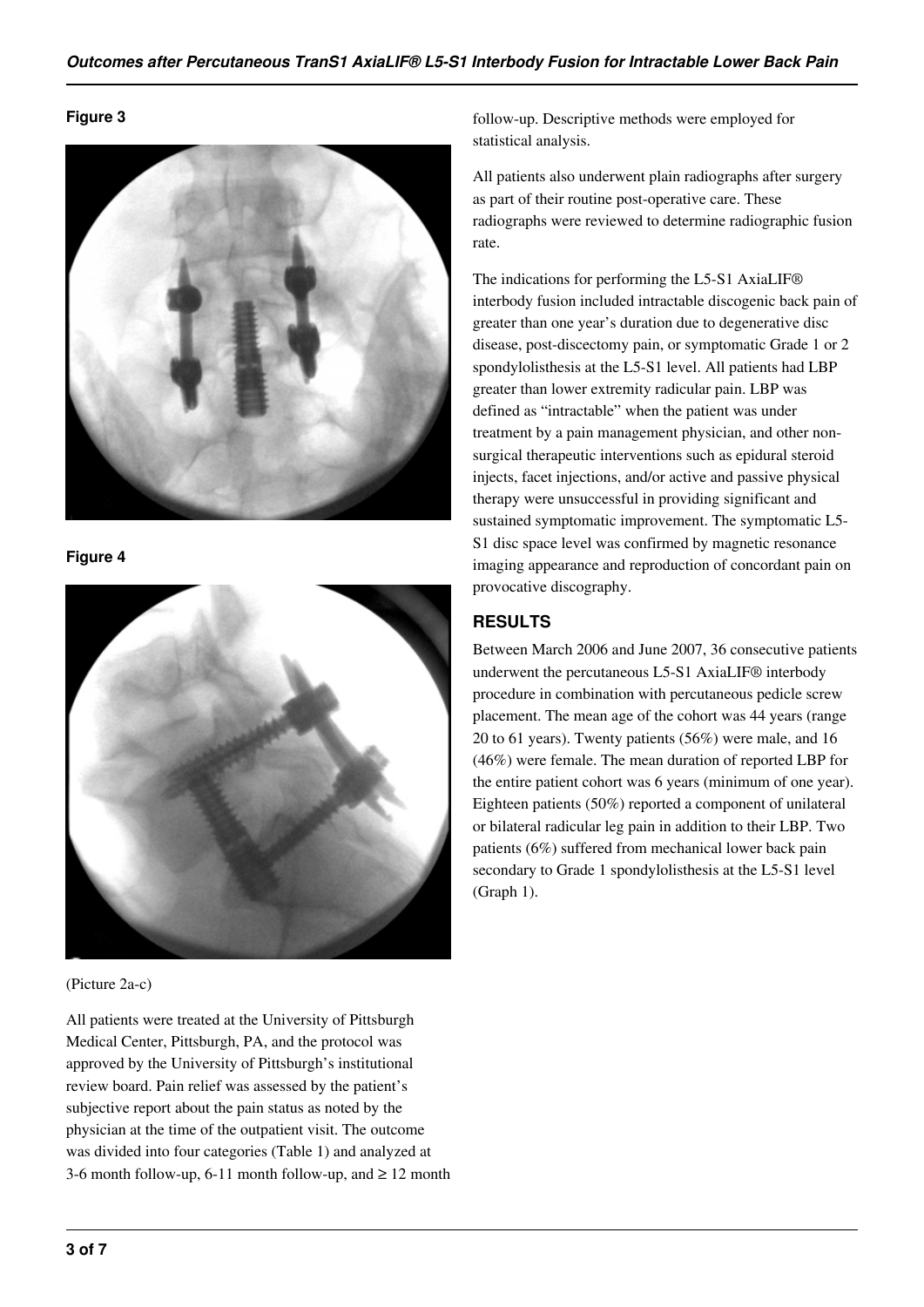**Figure 3**

**Figure 4**

(Picture 2a-c)

All patients were treated at the University of Pittsburgh Medical Center, Pittsburgh, PA, and the protocol was approved by the University of Pittsburgh's institutional review board. Pain relief was assessed by the patient's subjective report about the pain status as noted by the physician at the time of the outpatient visit. The outcome was divided into four categories (Table 1) and analyzed at 3-6 month follow-up, 6-11 month follow-up, and ≥ 12 month follow-up. Descriptive methods were employed for statistical analysis.

All patients also underwent plain radiographs after surgery as part of their routine post-operative care. These radiographs were reviewed to determine radiographic fusion rate.

The indications for performing the L5-S1 AxiaLIF® interbody fusion included intractable discogenic back pain of greater than one year's duration due to degenerative disc disease, post-discectomy pain, or symptomatic Grade 1 or 2 spondylolisthesis at the L5-S1 level. All patients had LBP greater than lower extremity radicular pain. LBP was defined as "intractable" when the patient was under treatment by a pain management physician, and other non-surgical therapeutic interventions such as epidural steroid injects, facet injections, and/or active and passive physical therapy were unsuccessful in providing significant and sustained symptomatic improvement. The symptomatic L5-S1 disc space level was confirmed by magnetic resonance imaging appearance and reproduction of concordant pain on provocative discography.

## RESULTS

Between March 2006 and June 2007, 36 consecutive patients underwent the percutaneous L5-S1 AxiaLIF® interbody procedure in combination with percutaneous pedicle screw placement. The mean age of the cohort was 44 years (range 20 to 61 years). Twenty patients (56%) were male, and 16 (46%) were female. The mean duration of reported LBP for the entire patient cohort was 6 years (minimum of one year). Eighteen patients (50%) reported a component of unilateral or bilateral radicular leg pain in addition to their LBP. Two patients (6%) suffered from mechanical lower back pain secondary to Grade 1 spondylolisthesis at the L5-S1 level (Graph 1).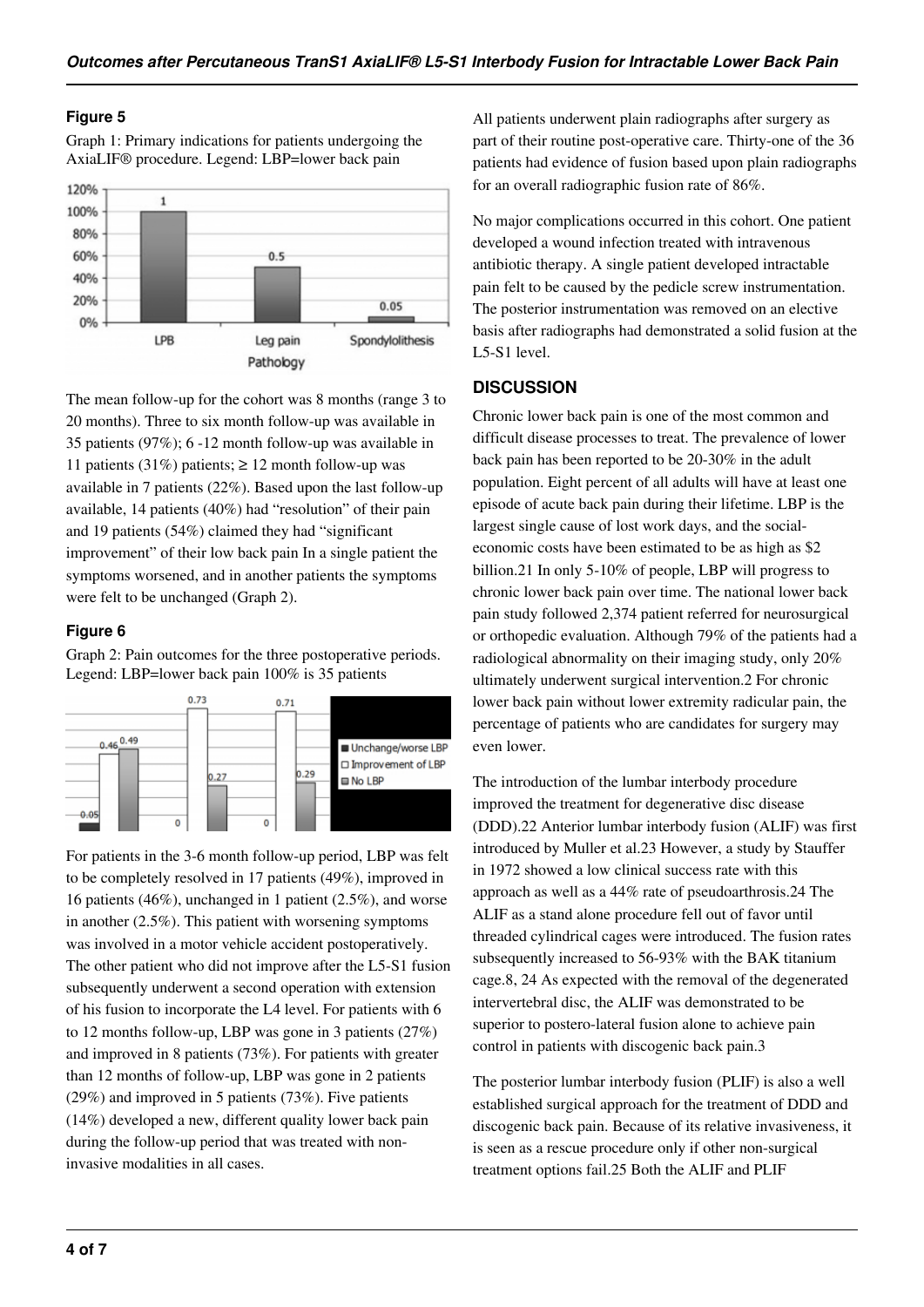### Figure 5

Graph 1: Primary indications for patients undergoing the AxiaLIF® procedure. Legend: LBP=lower back pain

The mean follow-up for the cohort was 8 months (range 3 to 20 months). Three to six month follow-up was available in 35 patients (97%); 6 -12 month follow-up was available in 11 patients (31%) patients; ≥ 12 month follow-up was available in 7 patients (22%). Based upon the last follow-up available, 14 patients (40%) had "resolution" of their pain and 19 patients (54%) claimed they had "significant improvement" of their low back pain In a single patient the symptoms worsened, and in another patients the symptoms were felt to be unchanged (Graph 2).

### Figure 6

Graph 2: Pain outcomes for the three postoperative periods. Legend: LBP=lower back pain 100% is 35 patients

For patients in the 3-6 month follow-up period, LBP was felt to be completely resolved in 17 patients (49%), improved in 16 patients (46%), unchanged in 1 patient (2.5%), and worse in another (2.5%). This patient with worsening symptoms was involved in a motor vehicle accident postoperatively. The other patient who did not improve after the L5-S1 fusion subsequently underwent a second operation with extension of his fusion to incorporate the L4 level. For patients with 6 to 12 months follow-up, LBP was gone in 3 patients (27%) and improved in 8 patients (73%). For patients with greater than 12 months of follow-up, LBP was gone in 2 patients (29%) and improved in 5 patients (73%). Five patients (14%) developed a new, different quality lower back pain during the follow-up period that was treated with non-invasive modalities in all cases.

All patients underwent plain radiographs after surgery as part of their routine post-operative care. Thirty-one of the 36 patients had evidence of fusion based upon plain radiographs for an overall radiographic fusion rate of 86%.

No major complications occurred in this cohort. One patient developed a wound infection treated with intravenous antibiotic therapy. A single patient developed intractable pain felt to be caused by the pedicle screw instrumentation. The posterior instrumentation was removed on an elective basis after radiographs had demonstrated a solid fusion at the L5-S1 level.

## DISCUSSION

Chronic lower back pain is one of the most common and difficult disease processes to treat. The prevalence of lower back pain has been reported to be 20-30% in the adult population. Eight percent of all adults will have at least one episode of acute back pain during their lifetime. LBP is the largest single cause of lost work days, and the social-economic costs have been estimated to be as high as $2 billion.21 In only 5-10% of people, LBP will progress to chronic lower back pain over time. The national lower back pain study followed 2,374 patient referred for neurosurgical or orthopedic evaluation. Although 79% of the patients had a radiological abnormality on their imaging study, only 20% ultimately underwent surgical intervention.2 For chronic lower back pain without lower extremity radicular pain, the percentage of patients who are candidates for surgery may even lower.

The introduction of the lumbar interbody procedure improved the treatment for degenerative disc disease (DDD).22 Anterior lumbar interbody fusion (ALIF) was first introduced by Muller et al.23 However, a study by Stauffer in 1972 showed a low clinical success rate with this approach as well as a 44% rate of pseudoarthrosis.24 The ALIF as a stand alone procedure fell out of favor until threaded cylindrical cages were introduced. The fusion rates subsequently increased to 56-93% with the BAK titanium cage.8, 24 As expected with the removal of the degenerated intervertebral disc, the ALIF was demonstrated to be superior to postero-lateral fusion alone to achieve pain control in patients with discogenic back pain.3

The posterior lumbar interbody fusion (PLIF) is also a well established surgical approach for the treatment of DDD and discogenic back pain. Because of its relative invasiveness, it is seen as a rescue procedure only if other non-surgical treatment options fail.25 Both the ALIF and PLIF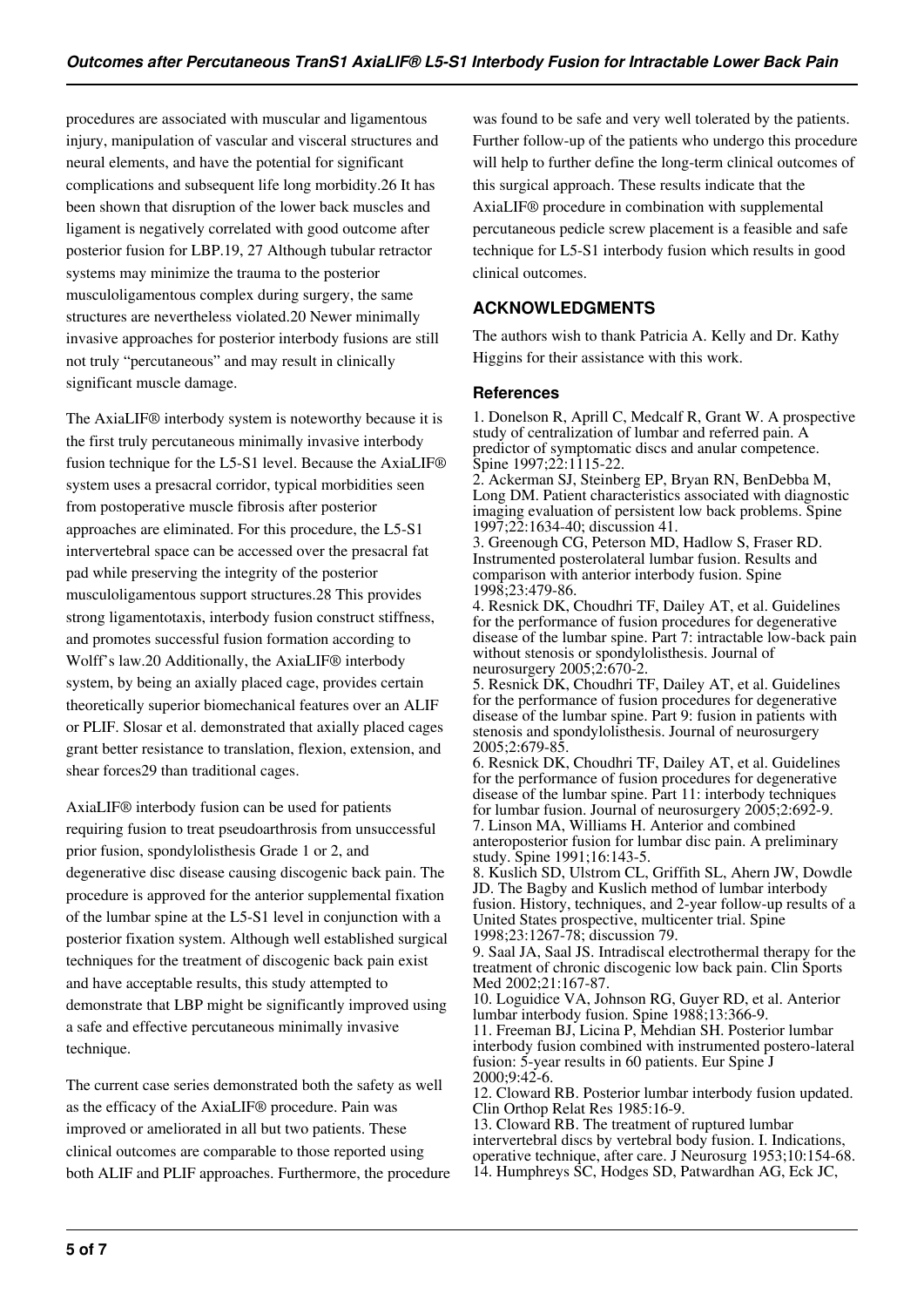procedures are associated with muscular and ligamentous injury, manipulation of vascular and visceral structures and neural elements, and have the potential for significant complications and subsequent life long morbidity.26 It has been shown that disruption of the lower back muscles and ligament is negatively correlated with good outcome after posterior fusion for LBP.19, 27 Although tubular retractor systems may minimize the trauma to the posterior musculoligamentous complex during surgery, the same structures are nevertheless violated.20 Newer minimally invasive approaches for posterior interbody fusions are still not truly "percutaneous" and may result in clinically significant muscle damage.

The AxiaLIF® interbody system is noteworthy because it is the first truly percutaneous minimally invasive interbody fusion technique for the L5-S1 level. Because the AxiaLIF® system uses a presacral corridor, typical morbidities seen from postoperative muscle fibrosis after posterior approaches are eliminated. For this procedure, the L5-S1 intervertebral space can be accessed over the presacral fat pad while preserving the integrity of the posterior musculoligamentous support structures.28 This provides strong ligamentotaxis, interbody fusion construct stiffness, and promotes successful fusion formation according to Wolff's law.20 Additionally, the AxiaLIF® interbody system, by being an axially placed cage, provides certain theoretically superior biomechanical features over an ALIF or PLIF. Slosar et al. demonstrated that axially placed cages grant better resistance to translation, flexion, extension, and shear forces29 than traditional cages.

AxiaLIF® interbody fusion can be used for patients requiring fusion to treat pseudoarthrosis from unsuccessful prior fusion, spondylolisthesis Grade 1 or 2, and degenerative disc disease causing discogenic back pain. The procedure is approved for the anterior supplemental fixation of the lumbar spine at the L5-S1 level in conjunction with a posterior fixation system. Although well established surgical techniques for the treatment of discogenic back pain exist and have acceptable results, this study attempted to demonstrate that LBP might be significantly improved using a safe and effective percutaneous minimally invasive technique.

The current case series demonstrated both the safety as well as the efficacy of the AxiaLIF® procedure. Pain was improved or ameliorated in all but two patients. These clinical outcomes are comparable to those reported using both ALIF and PLIF approaches. Furthermore, the procedure was found to be safe and very well tolerated by the patients. Further follow-up of the patients who undergo this procedure will help to further define the long-term clinical outcomes of this surgical approach. These results indicate that the AxiaLIF® procedure in combination with supplemental percutaneous pedicle screw placement is a feasible and safe technique for L5-S1 interbody fusion which results in good clinical outcomes.

## ACKNOWLEDGMENTS

The authors wish to thank Patricia A. Kelly and Dr. Kathy Higgins for their assistance with this work.

### References

1. Donelson R, Aprill C, Medcalf R, Grant W. A prospective study of centralization of lumbar and referred pain. A predictor of symptomatic discs and anular competence. Spine 1997;22:1115-22.
2. Ackerman SJ, Steinberg EP, Bryan RN, BenDebba M, Long DM. Patient characteristics associated with diagnostic imaging evaluation of persistent low back problems. Spine 1997;22:1634-40; discussion 41.
3. Greenough CG, Peterson MD, Hadlow S, Fraser RD. Instrumented posterolateral lumbar fusion. Results and comparison with anterior interbody fusion. Spine 1998;23:479-86.
4. Resnick DK, Choudhri TF, Dailey AT, et al. Guidelines for the performance of fusion procedures for degenerative disease of the lumbar spine. Part 7: intractable low-back pain without stenosis or spondylolisthesis. Journal of neurosurgery 2005;2:670-2.
5. Resnick DK, Choudhri TF, Dailey AT, et al. Guidelines for the performance of fusion procedures for degenerative disease of the lumbar spine. Part 9: fusion in patients with stenosis and spondylolisthesis. Journal of neurosurgery 2005;2:679-85.
6. Resnick DK, Choudhri TF, Dailey AT, et al. Guidelines for the performance of fusion procedures for degenerative disease of the lumbar spine. Part 11: interbody techniques for lumbar fusion. Journal of neurosurgery 2005;2:692-9.
7. Linson MA, Williams H. Anterior and combined anteroposterior fusion for lumbar disc pain. A preliminary study. Spine 1991;16:143-5.
8. Kuslich SD, Ulstrom CL, Griffith SL, Ahern JW, Dowdle JD. The Bagby and Kuslich method of lumbar interbody fusion. History, techniques, and 2-year follow-up results of a United States prospective, multicenter trial. Spine 1998;23:1267-78; discussion 79.
9. Saal JA, Saal JS. Intradiscal electrothermal therapy for the treatment of chronic discogenic low back pain. Clin Sports Med 2002;21:167-87.
10. Loguidice VA, Johnson RG, Guyer RD, et al. Anterior lumbar interbody fusion. Spine 1988;13:366-9.
11. Freeman BJ, Licina P, Mehdian SH. Posterior lumbar interbody fusion combined with instrumented postero-lateral fusion: 5-year results in 60 patients. Eur Spine J 2000;9:42-6.
12. Cloward RB. Posterior lumbar interbody fusion updated. Clin Orthop Relat Res 1985:16-9.
13. Cloward RB. The treatment of ruptured lumbar intervertebral discs by vertebral body fusion. I. Indications, operative technique, after care. J Neurosurg 1953;10:154-68.
14. Humphreys SC, Hodges SD, Patwardhan AG, Eck JC,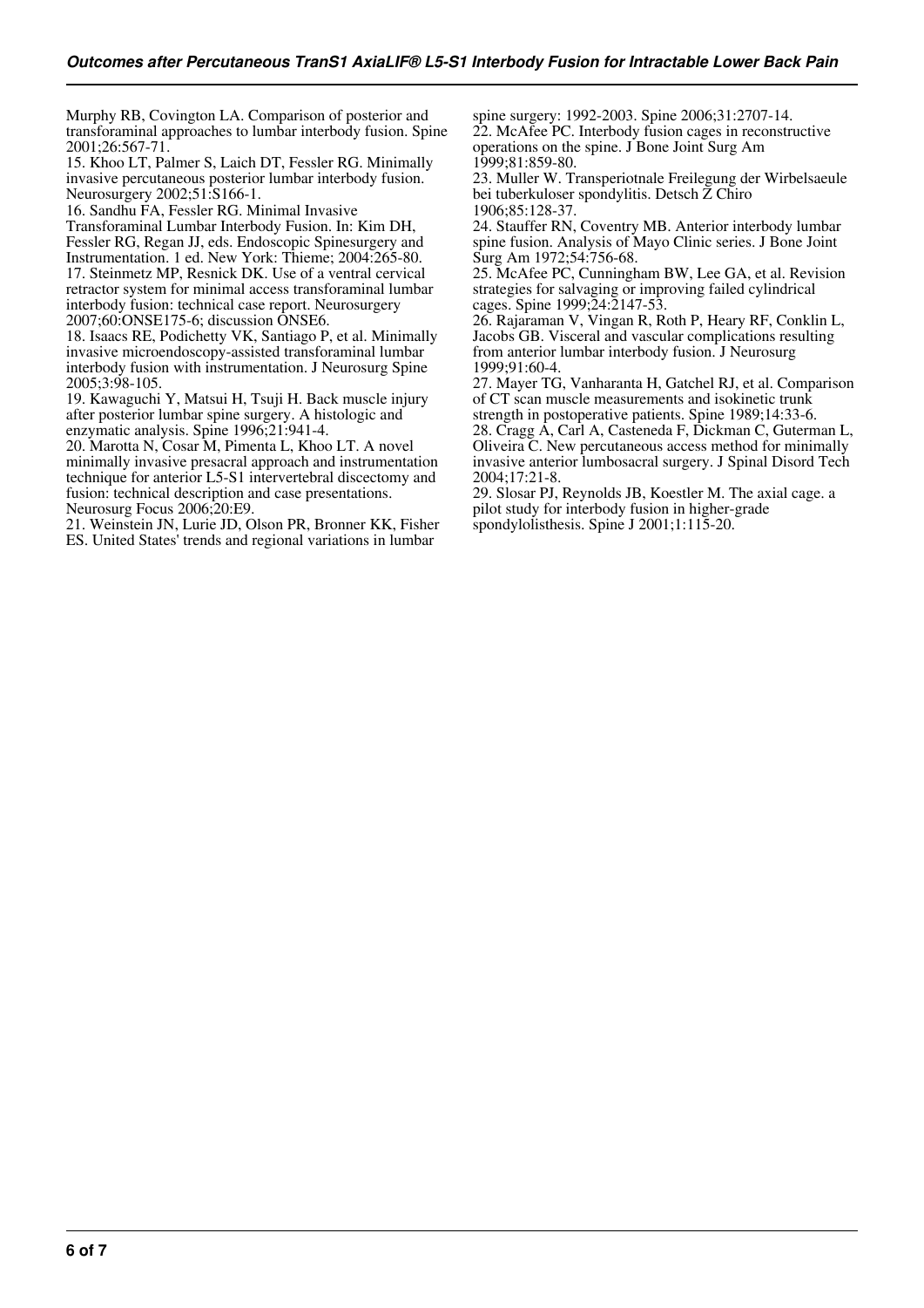Murphy RB, Covington LA. Comparison of posterior and transforaminal approaches to lumbar interbody fusion. Spine 2001;26:567-71.

15. Khoo LT, Palmer S, Laich DT, Fessler RG. Minimally invasive percutaneous posterior lumbar interbody fusion. Neurosurgery 2002;51:S166-1.

16. Sandhu FA, Fessler RG. Minimal Invasive Transforaminal Lumbar Interbody Fusion. In: Kim DH, Fessler RG, Regan JJ, eds. Endoscopic Spinesurgery and Instrumentation. 1 ed. New York: Thieme; 2004:265-80.

17. Steinmetz MP, Resnick DK. Use of a ventral cervical retractor system for minimal access transforaminal lumbar interbody fusion: technical case report. Neurosurgery 2007;60:ONSE175-6; discussion ONSE6.

18. Isaacs RE, Podichetty VK, Santiago P, et al. Minimally invasive microendoscopy-assisted transforaminal lumbar interbody fusion with instrumentation. J Neurosurg Spine 2005;3:98-105.

19. Kawaguchi Y, Matsui H, Tsuji H. Back muscle injury after posterior lumbar spine surgery. A histologic and enzymatic analysis. Spine 1996;21:941-4.

20. Marotta N, Cosar M, Pimenta L, Khoo LT. A novel minimally invasive presacral approach and instrumentation technique for anterior L5-S1 intervertebral discectomy and fusion: technical description and case presentations. Neurosurg Focus 2006;20:E9.

21. Weinstein JN, Lurie JD, Olson PR, Bronner KK, Fisher ES. United States' trends and regional variations in lumbar spine surgery: 1992-2003. Spine 2006;31:2707-14.

22. McAfee PC. Interbody fusion cages in reconstructive operations on the spine. J Bone Joint Surg Am 1999;81:859-80.

23. Muller W. Transperiotnale Freilegung der Wirbelsaeule bei tuberkuloser spondylitis. Detsch Z Chiro 1906;85:128-37.

24. Stauffer RN, Coventry MB. Anterior interbody lumbar spine fusion. Analysis of Mayo Clinic series. J Bone Joint Surg Am 1972;54:756-68.

25. McAfee PC, Cunningham BW, Lee GA, et al. Revision strategies for salvaging or improving failed cylindrical cages. Spine 1999;24:2147-53.

26. Rajaraman V, Vingan R, Roth P, Heary RF, Conklin L, Jacobs GB. Visceral and vascular complications resulting from anterior lumbar interbody fusion. J Neurosurg 1999;91:60-4.

27. Mayer TG, Vanharanta H, Gatchel RJ, et al. Comparison of CT scan muscle measurements and isokinetic trunk strength in postoperative patients. Spine 1989;14:33-6.

28. Cragg A, Carl A, Casteneda F, Dickman C, Guterman L, Oliveira C. New percutaneous access method for minimally invasive anterior lumbosacral surgery. J Spinal Disord Tech 2004;17:21-8.

29. Slosar PJ, Reynolds JB, Koestler M. The axial cage. a pilot study for interbody fusion in higher-grade spondylolisthesis. Spine J 2001;1:115-20.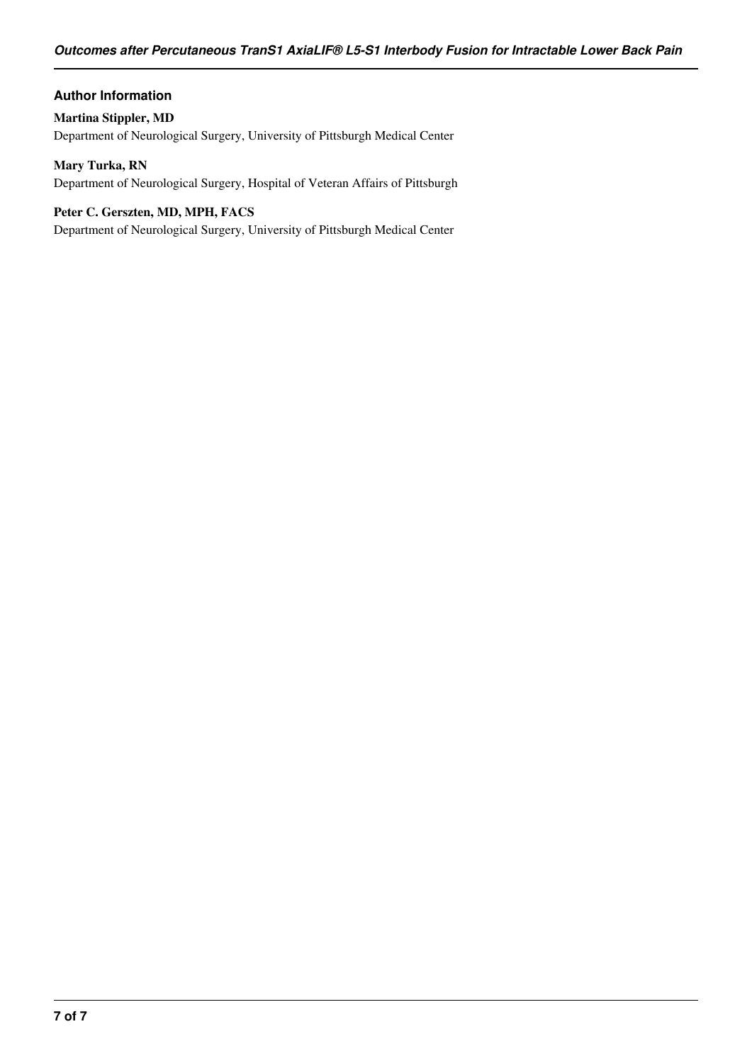### Author Information

**Martina Stippler, MD**
Department of Neurological Surgery, University of Pittsburgh Medical Center

**Mary Turka, RN**
Department of Neurological Surgery, Hospital of Veteran Affairs of Pittsburgh

**Peter C. Gerszten, MD, MPH, FACS**
Department of Neurological Surgery, University of Pittsburgh Medical Center